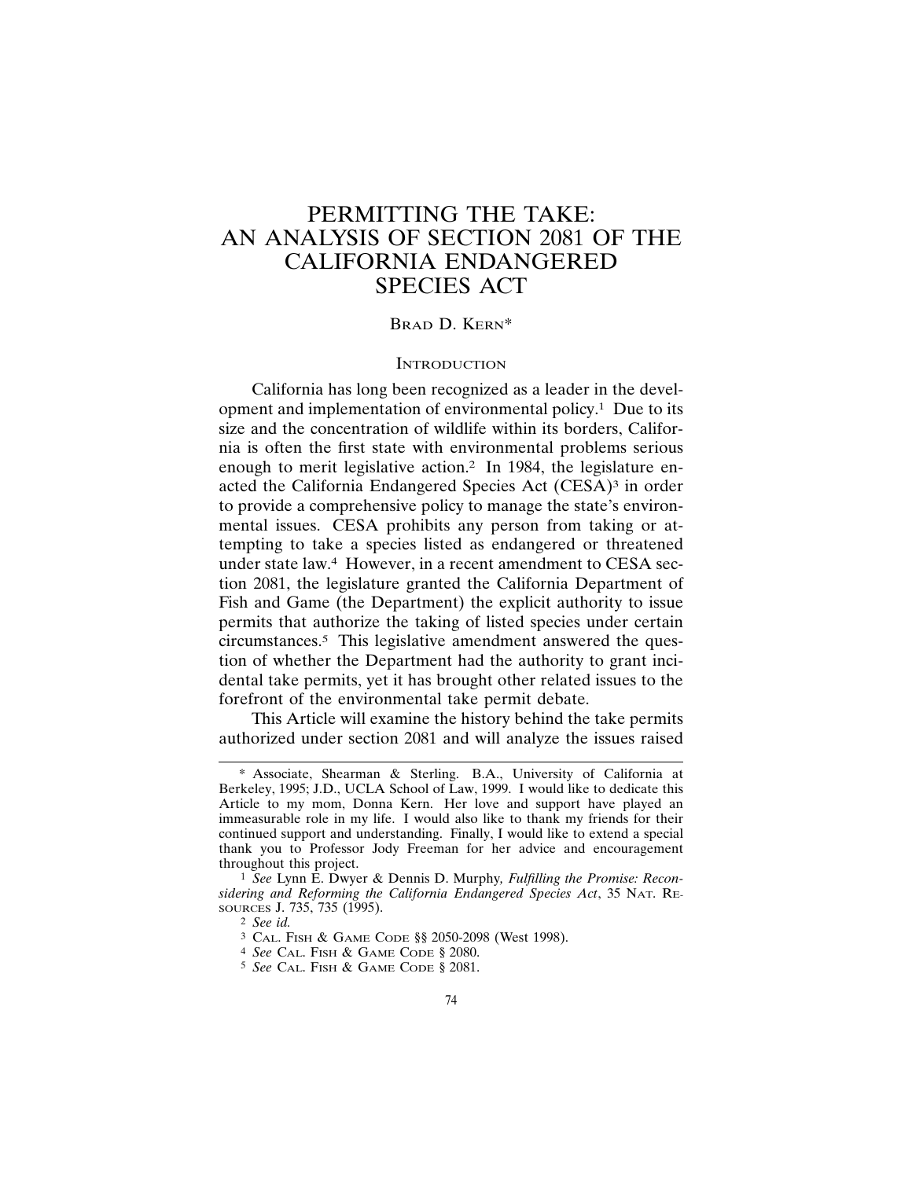# PERMITTING THE TAKE: AN ANALYSIS OF SECTION 2081 OF THE CALIFORNIA ENDANGERED SPECIES ACT

Brad D. Kern*

## Introduction

California has long been recognized as a leader in the development and implementation of environmental policy.[1] Due to its size and the concentration of wildlife within its borders, California is often the first state with environmental problems serious enough to merit legislative action.[2] In 1984, the legislature enacted the California Endangered Species Act (CESA)[3] in order to provide a comprehensive policy to manage the state's environmental issues. CESA prohibits any person from taking or attempting to take a species listed as endangered or threatened under state law.[4] However, in a recent amendment to CESA section 2081, the legislature granted the California Department of Fish and Game (the Department) the explicit authority to issue permits that authorize the taking of listed species under certain circumstances.[5] This legislative amendment answered the question of whether the Department had the authority to grant incidental take permits, yet it has brought other related issues to the forefront of the environmental take permit debate.

This Article will examine the history behind the take permits authorized under section 2081 and will analyze the issues raised

---

\* Associate, Shearman & Sterling. B.A., University of California at Berkeley, 1995; J.D., UCLA School of Law, 1999. I would like to dedicate this Article to my mom, Donna Kern. Her love and support have played an immeasurable role in my life. I would also like to thank my friends for their continued support and understanding. Finally, I would like to extend a special thank you to Professor Jody Freeman for her advice and encouragement throughout this project.

[1] *See* Lynn E. Dwyer & Dennis D. Murphy, *Fulfilling the Promise: Reconsidering and Reforming the California Endangered Species Act*, 35 Nat. Resources J. 735, 735 (1995).

[2] *See id.*

[3] Cal. Fish & Game Code §§ 2050-2098 (West 1998).

[4] *See* Cal. Fish & Game Code § 2080.

[5] *See* Cal. Fish & Game Code § 2081.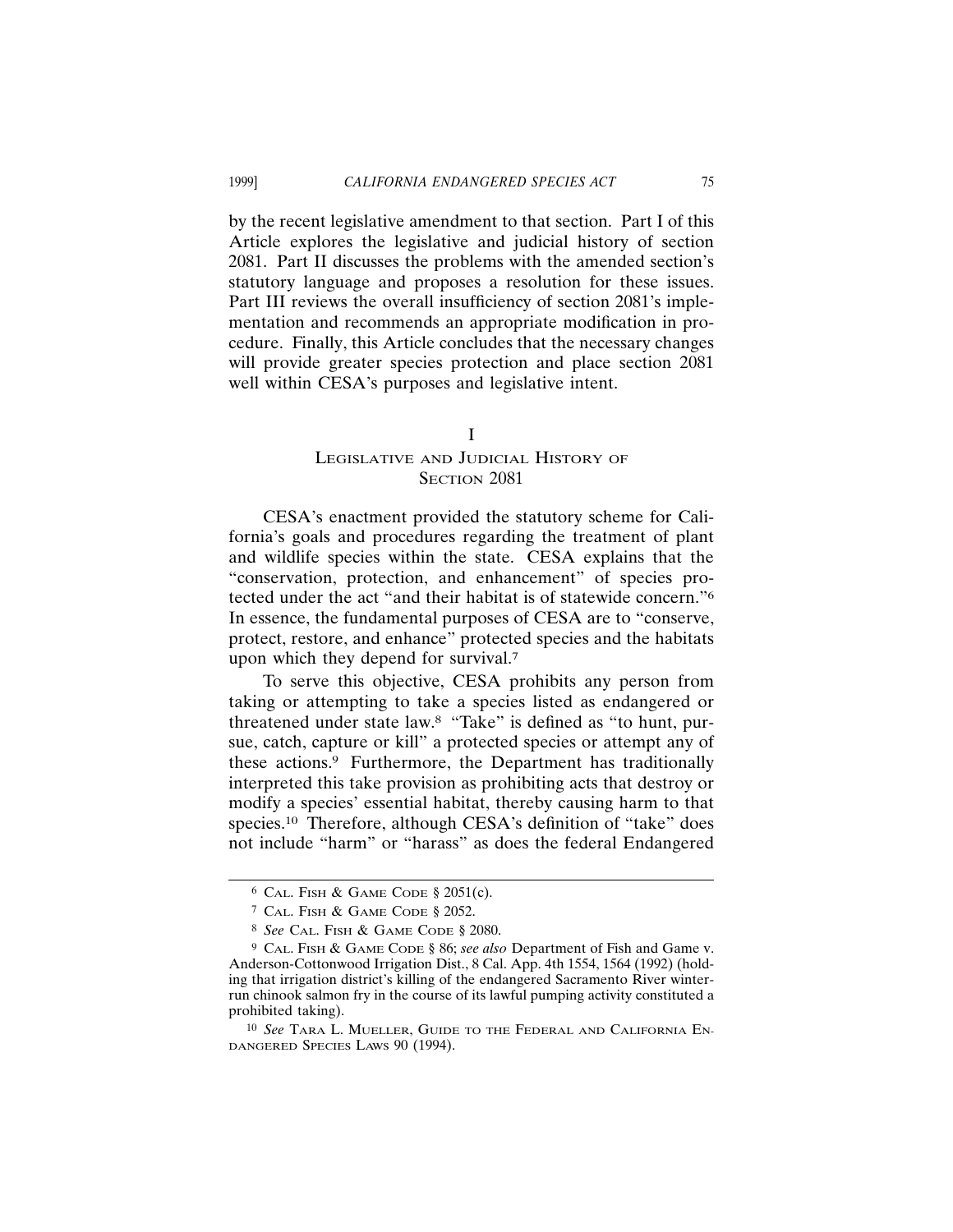by the recent legislative amendment to that section. Part I of this Article explores the legislative and judicial history of section 2081. Part II discusses the problems with the amended section's statutory language and proposes a resolution for these issues. Part III reviews the overall insufficiency of section 2081's implementation and recommends an appropriate modification in procedure. Finally, this Article concludes that the necessary changes will provide greater species protection and place section 2081 well within CESA's purposes and legislative intent.

## I
## LEGISLATIVE AND JUDICIAL HISTORY OF SECTION 2081

CESA's enactment provided the statutory scheme for California's goals and procedures regarding the treatment of plant and wildlife species within the state. CESA explains that the "conservation, protection, and enhancement" of species protected under the act "and their habitat is of statewide concern."[6] In essence, the fundamental purposes of CESA are to "conserve, protect, restore, and enhance" protected species and the habitats upon which they depend for survival.[7]

To serve this objective, CESA prohibits any person from taking or attempting to take a species listed as endangered or threatened under state law.[8] "Take" is defined as "to hunt, pursue, catch, capture or kill" a protected species or attempt any of these actions.[9] Furthermore, the Department has traditionally interpreted this take provision as prohibiting acts that destroy or modify a species' essential habitat, thereby causing harm to that species.[10] Therefore, although CESA's definition of "take" does not include "harm" or "harass" as does the federal Endangered

---

[6] CAL. FISH & GAME CODE § 2051(c).

[7] CAL. FISH & GAME CODE § 2052.

[8] *See* CAL. FISH & GAME CODE § 2080.

[9] CAL. FISH & GAME CODE § 86; *see also* Department of Fish and Game v. Anderson-Cottonwood Irrigation Dist., 8 Cal. App. 4th 1554, 1564 (1992) (holding that irrigation district's killing of the endangered Sacramento River winter-run chinook salmon fry in the course of its lawful pumping activity constituted a prohibited taking).

[10] *See* TARA L. MUELLER, GUIDE TO THE FEDERAL AND CALIFORNIA ENDANGERED SPECIES LAWS 90 (1994).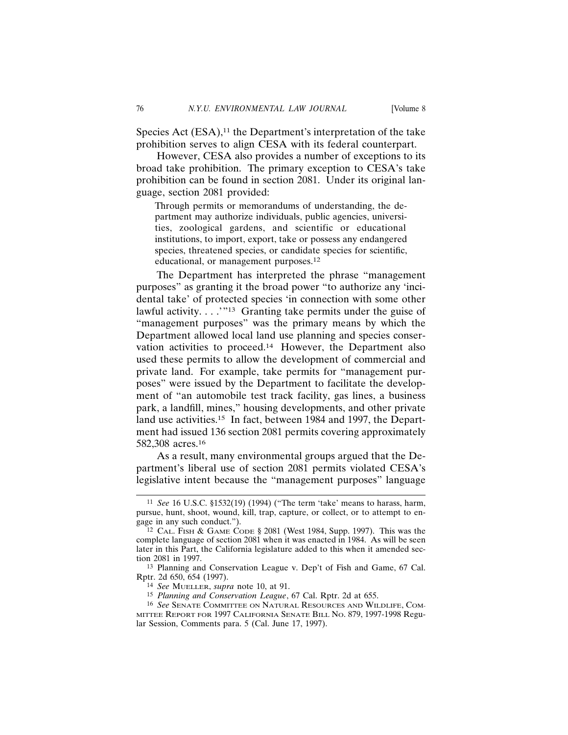Species Act (ESA),[11] the Department's interpretation of the take prohibition serves to align CESA with its federal counterpart.

However, CESA also provides a number of exceptions to its broad take prohibition. The primary exception to CESA's take prohibition can be found in section 2081. Under its original language, section 2081 provided:

> Through permits or memorandums of understanding, the department may authorize individuals, public agencies, universities, zoological gardens, and scientific or educational institutions, to import, export, take or possess any endangered species, threatened species, or candidate species for scientific, educational, or management purposes.[12]

The Department has interpreted the phrase "management purposes" as granting it the broad power "to authorize any 'incidental take' of protected species 'in connection with some other lawful activity. . . .'"[13] Granting take permits under the guise of "management purposes" was the primary means by which the Department allowed local land use planning and species conservation activities to proceed.[14] However, the Department also used these permits to allow the development of commercial and private land. For example, take permits for "management purposes" were issued by the Department to facilitate the development of "an automobile test track facility, gas lines, a business park, a landfill, mines," housing developments, and other private land use activities.[15] In fact, between 1984 and 1997, the Department had issued 136 section 2081 permits covering approximately 582,308 acres.[16]

As a result, many environmental groups argued that the Department's liberal use of section 2081 permits violated CESA's legislative intent because the "management purposes" language

---

[11] *See* 16 U.S.C. §1532(19) (1994) ("The term 'take' means to harass, harm, pursue, hunt, shoot, wound, kill, trap, capture, or collect, or to attempt to engage in any such conduct.").

[12] CAL. FISH & GAME CODE § 2081 (West 1984, Supp. 1997). This was the complete language of section 2081 when it was enacted in 1984. As will be seen later in this Part, the California legislature added to this when it amended section 2081 in 1997.

[13] Planning and Conservation League v. Dep't of Fish and Game, 67 Cal. Rptr. 2d 650, 654 (1997).

[14] *See* MUELLER, *supra* note 10, at 91.

[15] *Planning and Conservation League*, 67 Cal. Rptr. 2d at 655.

[16] *See* SENATE COMMITTEE ON NATURAL RESOURCES AND WILDLIFE, COMMITTEE REPORT FOR 1997 CALIFORNIA SENATE BILL NO. 879, 1997-1998 Regular Session, Comments para. 5 (Cal. June 17, 1997).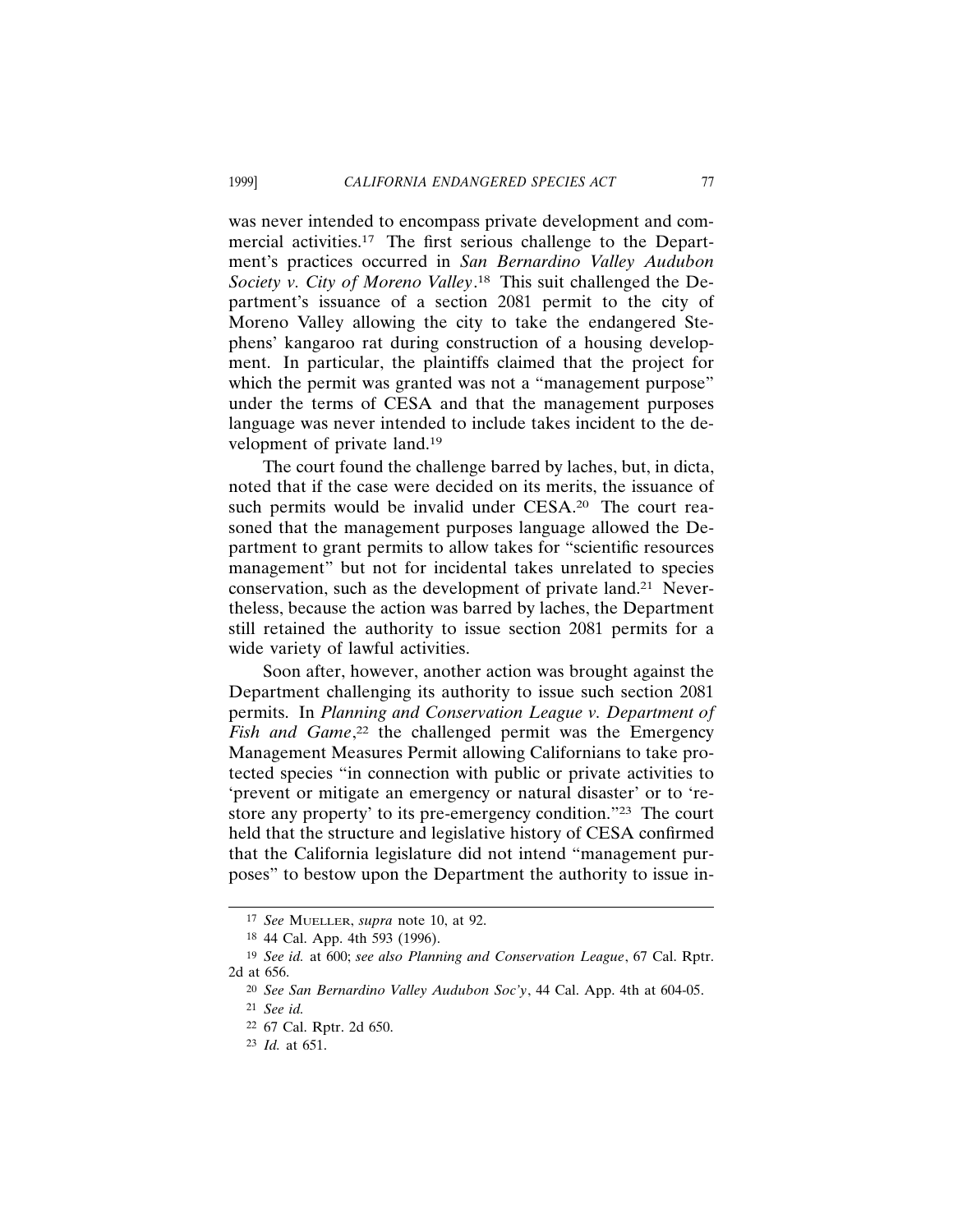was never intended to encompass private development and commercial activities.[17] The first serious challenge to the Department's practices occurred in *San Bernardino Valley Audubon Society v. City of Moreno Valley*.[18] This suit challenged the Department's issuance of a section 2081 permit to the city of Moreno Valley allowing the city to take the endangered Stephens' kangaroo rat during construction of a housing development. In particular, the plaintiffs claimed that the project for which the permit was granted was not a "management purpose" under the terms of CESA and that the management purposes language was never intended to include takes incident to the development of private land.[19]

The court found the challenge barred by laches, but, in dicta, noted that if the case were decided on its merits, the issuance of such permits would be invalid under CESA.[20] The court reasoned that the management purposes language allowed the Department to grant permits to allow takes for "scientific resources management" but not for incidental takes unrelated to species conservation, such as the development of private land.[21] Nevertheless, because the action was barred by laches, the Department still retained the authority to issue section 2081 permits for a wide variety of lawful activities.

Soon after, however, another action was brought against the Department challenging its authority to issue such section 2081 permits. In *Planning and Conservation League v. Department of Fish and Game*,[22] the challenged permit was the Emergency Management Measures Permit allowing Californians to take protected species "in connection with public or private activities to 'prevent or mitigate an emergency or natural disaster' or to 'restore any property' to its pre-emergency condition."[23] The court held that the structure and legislative history of CESA confirmed that the California legislature did not intend "management purposes" to bestow upon the Department the authority to issue in-

---

[17] *See* MUELLER, *supra* note 10, at 92.

[18] 44 Cal. App. 4th 593 (1996).

[19] *See id.* at 600; *see also Planning and Conservation League*, 67 Cal. Rptr. 2d at 656.

[20] *See San Bernardino Valley Audubon Soc'y*, 44 Cal. App. 4th at 604-05.

[21] *See id.*

[22] 67 Cal. Rptr. 2d 650.

[23] *Id.* at 651.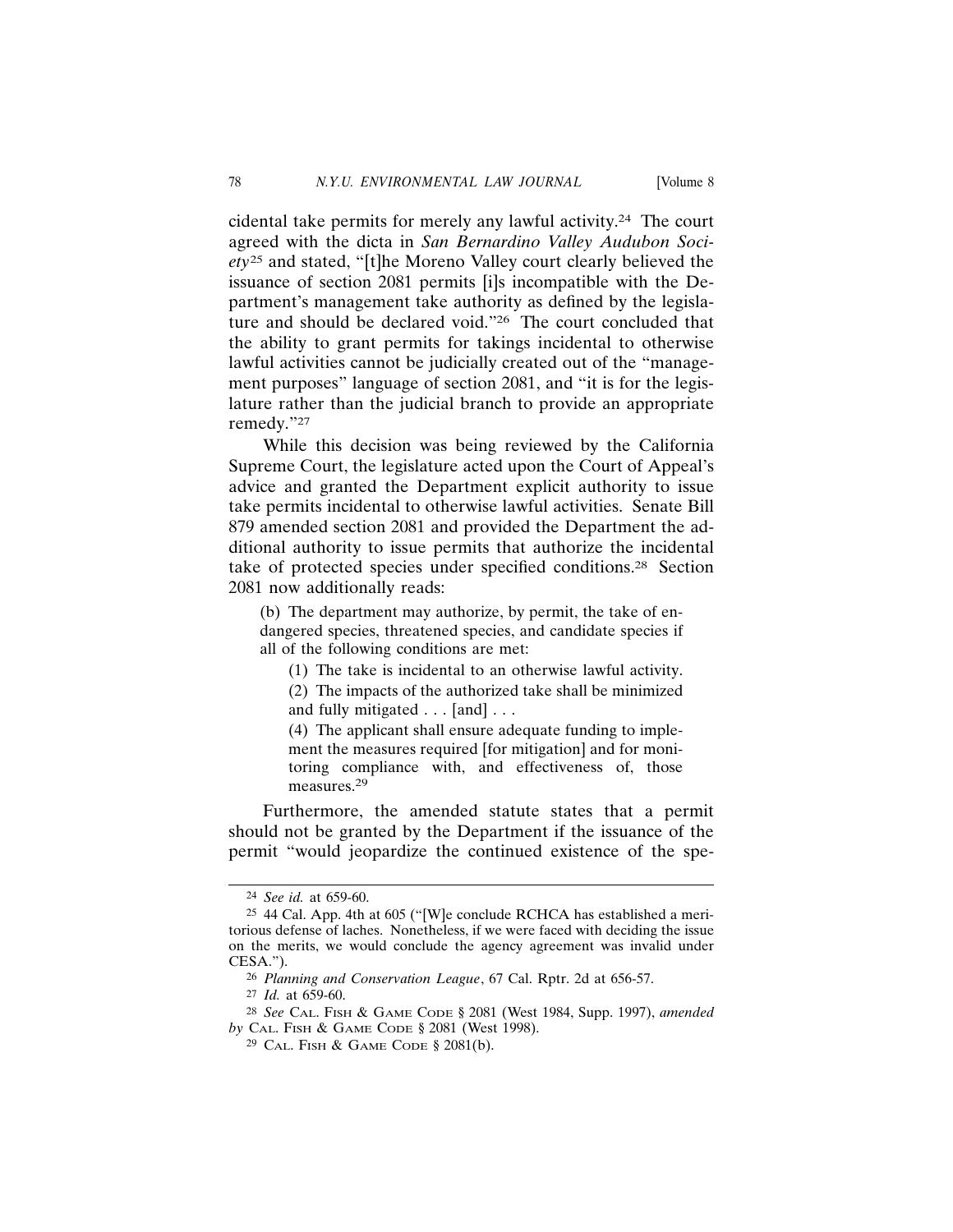cidental take permits for merely any lawful activity.[24] The court agreed with the dicta in *San Bernardino Valley Audubon Society*[25] and stated, "[t]he Moreno Valley court clearly believed the issuance of section 2081 permits [i]s incompatible with the Department's management take authority as defined by the legislature and should be declared void."[26] The court concluded that the ability to grant permits for takings incidental to otherwise lawful activities cannot be judicially created out of the "management purposes" language of section 2081, and "it is for the legislature rather than the judicial branch to provide an appropriate remedy."[27]

While this decision was being reviewed by the California Supreme Court, the legislature acted upon the Court of Appeal's advice and granted the Department explicit authority to issue take permits incidental to otherwise lawful activities. Senate Bill 879 amended section 2081 and provided the Department the additional authority to issue permits that authorize the incidental take of protected species under specified conditions.[28] Section 2081 now additionally reads:

> (b) The department may authorize, by permit, the take of endangered species, threatened species, and candidate species if all of the following conditions are met:
>
> (1) The take is incidental to an otherwise lawful activity.
>
> (2) The impacts of the authorized take shall be minimized and fully mitigated . . . [and] . . .
>
> (4) The applicant shall ensure adequate funding to implement the measures required [for mitigation] and for monitoring compliance with, and effectiveness of, those measures.[29]

Furthermore, the amended statute states that a permit should not be granted by the Department if the issuance of the permit "would jeopardize the continued existence of the spe-

---

[24] *See id.* at 659-60.

[25] 44 Cal. App. 4th at 605 ("[W]e conclude RCHCA has established a meritorious defense of laches. Nonetheless, if we were faced with deciding the issue on the merits, we would conclude the agency agreement was invalid under CESA.").

[26] *Planning and Conservation League*, 67 Cal. Rptr. 2d at 656-57.

[27] *Id.* at 659-60.

[28] *See* CAL. FISH & GAME CODE § 2081 (West 1984, Supp. 1997), *amended by* CAL. FISH & GAME CODE § 2081 (West 1998).

[29] CAL. FISH & GAME CODE § 2081(b).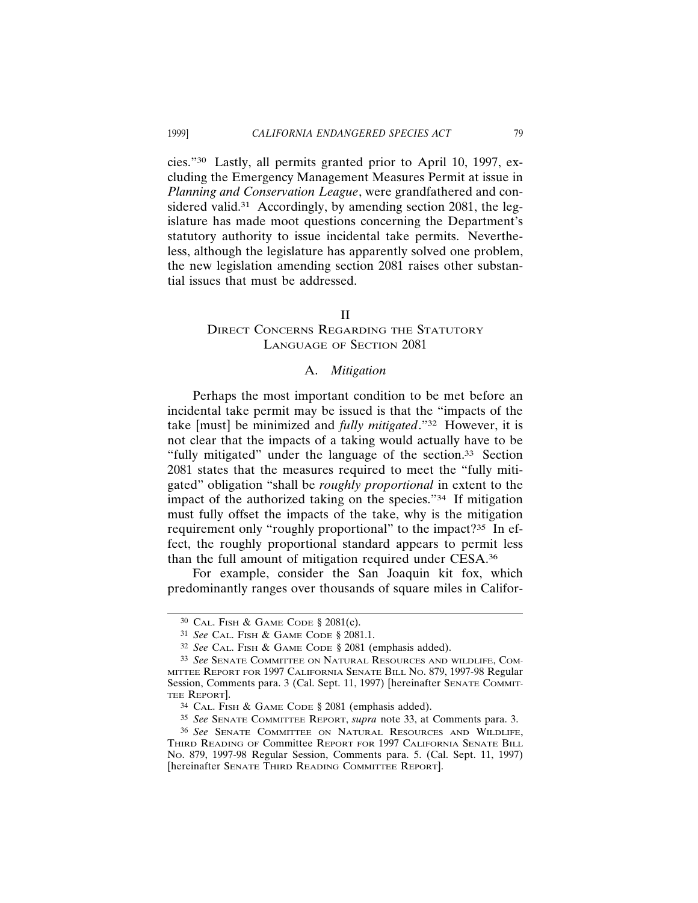cies."[30] Lastly, all permits granted prior to April 10, 1997, excluding the Emergency Management Measures Permit at issue in *Planning and Conservation League*, were grandfathered and considered valid.[31] Accordingly, by amending section 2081, the legislature has made moot questions concerning the Department's statutory authority to issue incidental take permits. Nevertheless, although the legislature has apparently solved one problem, the new legislation amending section 2081 raises other substantial issues that must be addressed.

## II
## Direct Concerns Regarding the Statutory Language of Section 2081

### A. *Mitigation*

Perhaps the most important condition to be met before an incidental take permit may be issued is that the "impacts of the take [must] be minimized and *fully mitigated*."[32] However, it is not clear that the impacts of a taking would actually have to be "fully mitigated" under the language of the section.[33] Section 2081 states that the measures required to meet the "fully mitigated" obligation "shall be *roughly proportional* in extent to the impact of the authorized taking on the species."[34] If mitigation must fully offset the impacts of the take, why is the mitigation requirement only "roughly proportional" to the impact?[35] In effect, the roughly proportional standard appears to permit less than the full amount of mitigation required under CESA.[36]

For example, consider the San Joaquin kit fox, which predominantly ranges over thousands of square miles in Califor-

---

[30] Cal. Fish & Game Code § 2081(c).

[31] *See* Cal. Fish & Game Code § 2081.1.

[32] *See* Cal. Fish & Game Code § 2081 (emphasis added).

[33] *See* Senate Committee on Natural Resources and wildlife, Committee Report for 1997 California Senate Bill No. 879, 1997-98 Regular Session, Comments para. 3 (Cal. Sept. 11, 1997) [hereinafter Senate Committee Report].

[34] Cal. Fish & Game Code § 2081 (emphasis added).

[35] *See* Senate Committee Report, *supra* note 33, at Comments para. 3.

[36] *See* Senate Committee on Natural Resources and Wildlife, Third Reading of Committee Report for 1997 California Senate Bill No. 879, 1997-98 Regular Session, Comments para. 5. (Cal. Sept. 11, 1997) [hereinafter Senate Third Reading Committee Report].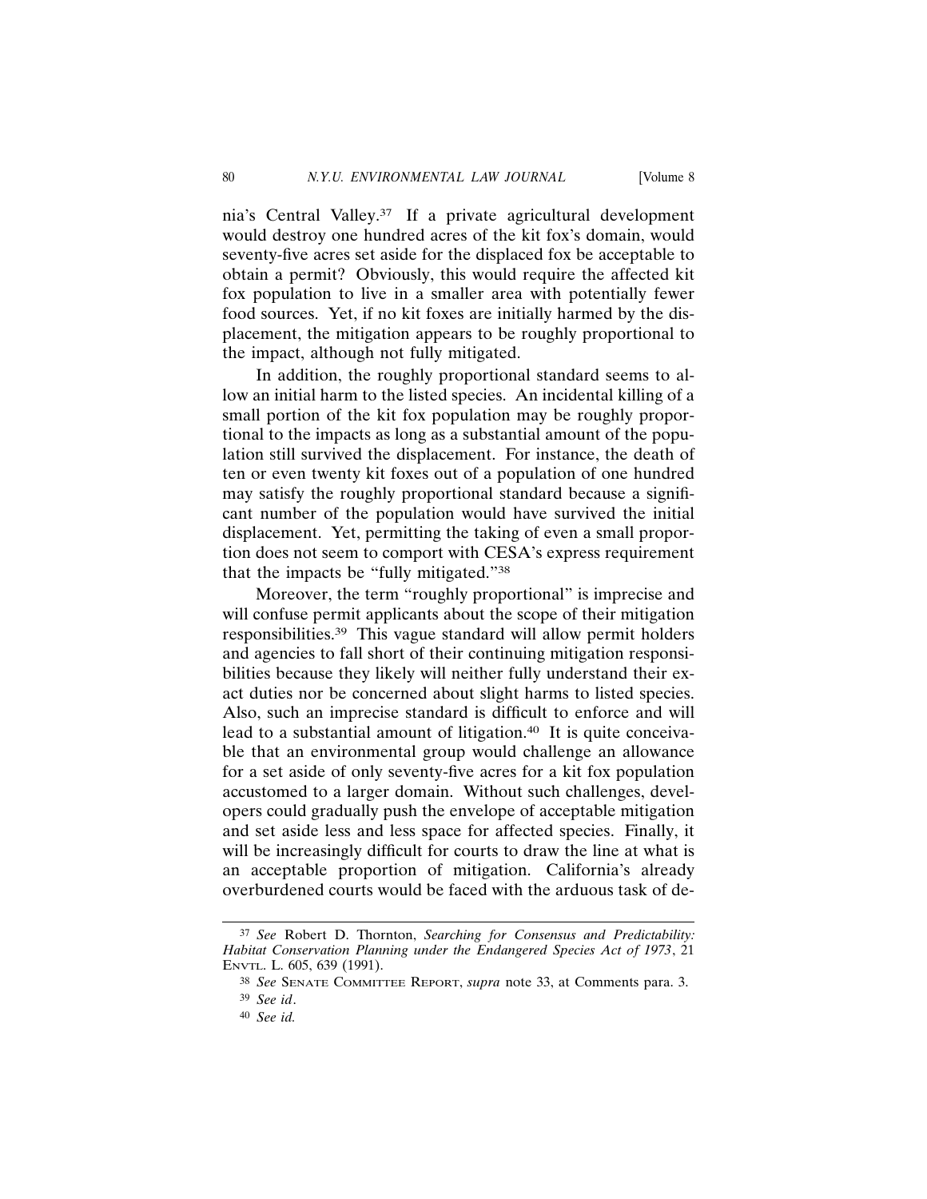nia's Central Valley.[37] If a private agricultural development would destroy one hundred acres of the kit fox's domain, would seventy-five acres set aside for the displaced fox be acceptable to obtain a permit? Obviously, this would require the affected kit fox population to live in a smaller area with potentially fewer food sources. Yet, if no kit foxes are initially harmed by the displacement, the mitigation appears to be roughly proportional to the impact, although not fully mitigated.

In addition, the roughly proportional standard seems to allow an initial harm to the listed species. An incidental killing of a small portion of the kit fox population may be roughly proportional to the impacts as long as a substantial amount of the population still survived the displacement. For instance, the death of ten or even twenty kit foxes out of a population of one hundred may satisfy the roughly proportional standard because a significant number of the population would have survived the initial displacement. Yet, permitting the taking of even a small proportion does not seem to comport with CESA's express requirement that the impacts be "fully mitigated."[38]

Moreover, the term "roughly proportional" is imprecise and will confuse permit applicants about the scope of their mitigation responsibilities.[39] This vague standard will allow permit holders and agencies to fall short of their continuing mitigation responsibilities because they likely will neither fully understand their exact duties nor be concerned about slight harms to listed species. Also, such an imprecise standard is difficult to enforce and will lead to a substantial amount of litigation.[40] It is quite conceivable that an environmental group would challenge an allowance for a set aside of only seventy-five acres for a kit fox population accustomed to a larger domain. Without such challenges, developers could gradually push the envelope of acceptable mitigation and set aside less and less space for affected species. Finally, it will be increasingly difficult for courts to draw the line at what is an acceptable proportion of mitigation. California's already overburdened courts would be faced with the arduous task of de-

---

[37] *See* Robert D. Thornton, *Searching for Consensus and Predictability: Habitat Conservation Planning under the Endangered Species Act of 1973*, 21 ENVTL. L. 605, 639 (1991).

[38] *See* SENATE COMMITTEE REPORT, *supra* note 33, at Comments para. 3.

[39] *See id*.

[40] *See id.*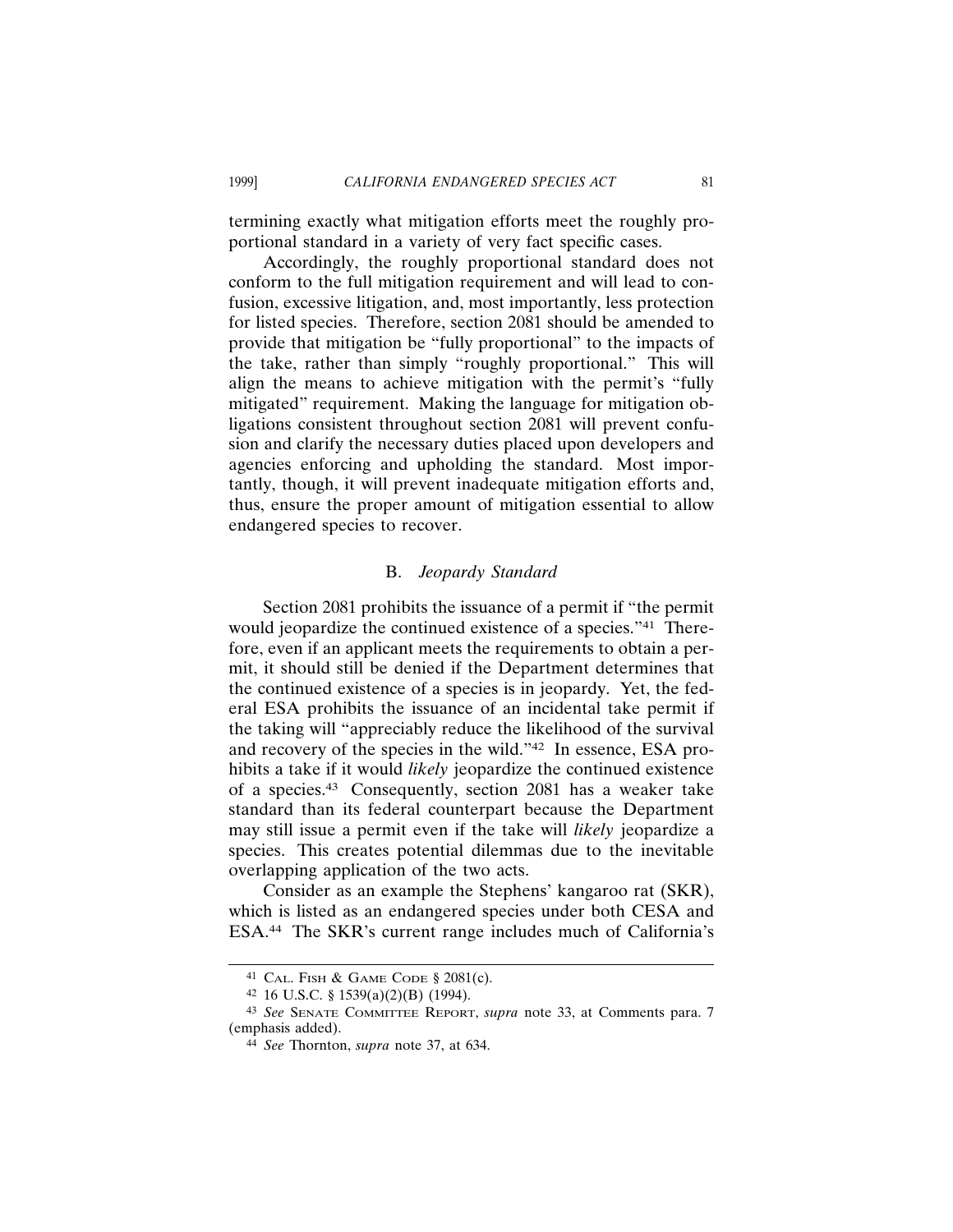termining exactly what mitigation efforts meet the roughly proportional standard in a variety of very fact specific cases.

Accordingly, the roughly proportional standard does not conform to the full mitigation requirement and will lead to confusion, excessive litigation, and, most importantly, less protection for listed species. Therefore, section 2081 should be amended to provide that mitigation be "fully proportional" to the impacts of the take, rather than simply "roughly proportional." This will align the means to achieve mitigation with the permit's "fully mitigated" requirement. Making the language for mitigation obligations consistent throughout section 2081 will prevent confusion and clarify the necessary duties placed upon developers and agencies enforcing and upholding the standard. Most importantly, though, it will prevent inadequate mitigation efforts and, thus, ensure the proper amount of mitigation essential to allow endangered species to recover.

### B. *Jeopardy Standard*

Section 2081 prohibits the issuance of a permit if "the permit would jeopardize the continued existence of a species."[41] Therefore, even if an applicant meets the requirements to obtain a permit, it should still be denied if the Department determines that the continued existence of a species is in jeopardy. Yet, the federal ESA prohibits the issuance of an incidental take permit if the taking will "appreciably reduce the likelihood of the survival and recovery of the species in the wild."[42] In essence, ESA prohibits a take if it would *likely* jeopardize the continued existence of a species.[43] Consequently, section 2081 has a weaker take standard than its federal counterpart because the Department may still issue a permit even if the take will *likely* jeopardize a species. This creates potential dilemmas due to the inevitable overlapping application of the two acts.

Consider as an example the Stephens' kangaroo rat (SKR), which is listed as an endangered species under both CESA and ESA.[44] The SKR's current range includes much of California's

---

[41] CAL. FISH & GAME CODE § 2081(c).

[42] 16 U.S.C. § 1539(a)(2)(B) (1994).

[43] *See* SENATE COMMITTEE REPORT, *supra* note 33, at Comments para. 7 (emphasis added).

[44] *See* Thornton, *supra* note 37, at 634.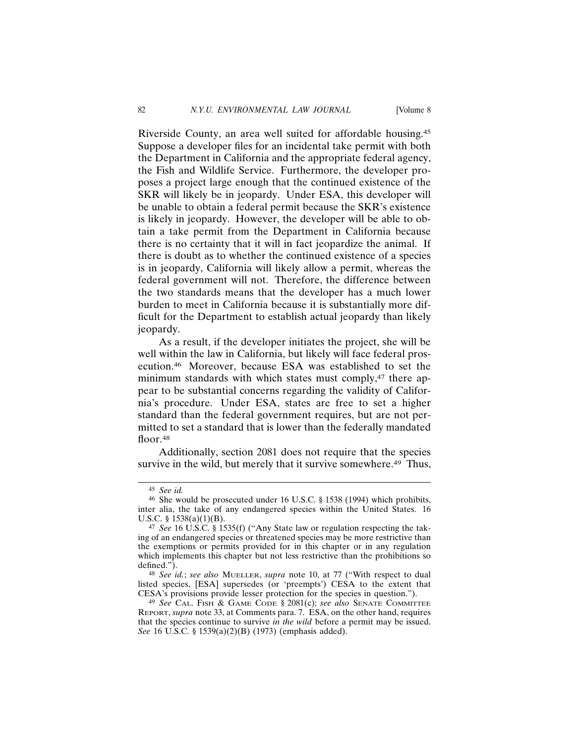Riverside County, an area well suited for affordable housing.[45] Suppose a developer files for an incidental take permit with both the Department in California and the appropriate federal agency, the Fish and Wildlife Service. Furthermore, the developer proposes a project large enough that the continued existence of the SKR will likely be in jeopardy. Under ESA, this developer will be unable to obtain a federal permit because the SKR's existence is likely in jeopardy. However, the developer will be able to obtain a take permit from the Department in California because there is no certainty that it will in fact jeopardize the animal. If there is doubt as to whether the continued existence of a species is in jeopardy, California will likely allow a permit, whereas the federal government will not. Therefore, the difference between the two standards means that the developer has a much lower burden to meet in California because it is substantially more difficult for the Department to establish actual jeopardy than likely jeopardy.

As a result, if the developer initiates the project, she will be well within the law in California, but likely will face federal prosecution.[46] Moreover, because ESA was established to set the minimum standards with which states must comply,[47] there appear to be substantial concerns regarding the validity of California's procedure. Under ESA, states are free to set a higher standard than the federal government requires, but are not permitted to set a standard that is lower than the federally mandated floor.[48]

Additionally, section 2081 does not require that the species survive in the wild, but merely that it survive somewhere.[49] Thus,

---

[45] *See id.*

[46] She would be prosecuted under 16 U.S.C. § 1538 (1994) which prohibits, inter alia, the take of any endangered species within the United States. 16 U.S.C. § 1538(a)(1)(B).

[47] *See* 16 U.S.C. § 1535(f) ("Any State law or regulation respecting the taking of an endangered species or threatened species may be more restrictive than the exemptions or permits provided for in this chapter or in any regulation which implements this chapter but not less restrictive than the prohibitions so defined.").

[48] *See id.*; *see also* MUELLER, *supra* note 10, at 77 ("With respect to dual listed species, [ESA] supersedes (or 'preempts') CESA to the extent that CESA's provisions provide lesser protection for the species in question.").

[49] *See* CAL. FISH & GAME CODE § 2081(c); *see also* SENATE COMMITTEE REPORT, *supra* note 33, at Comments para. 7. ESA, on the other hand, requires that the species continue to survive *in the wild* before a permit may be issued. *See* 16 U.S.C. § 1539(a)(2)(B) (1973) (emphasis added).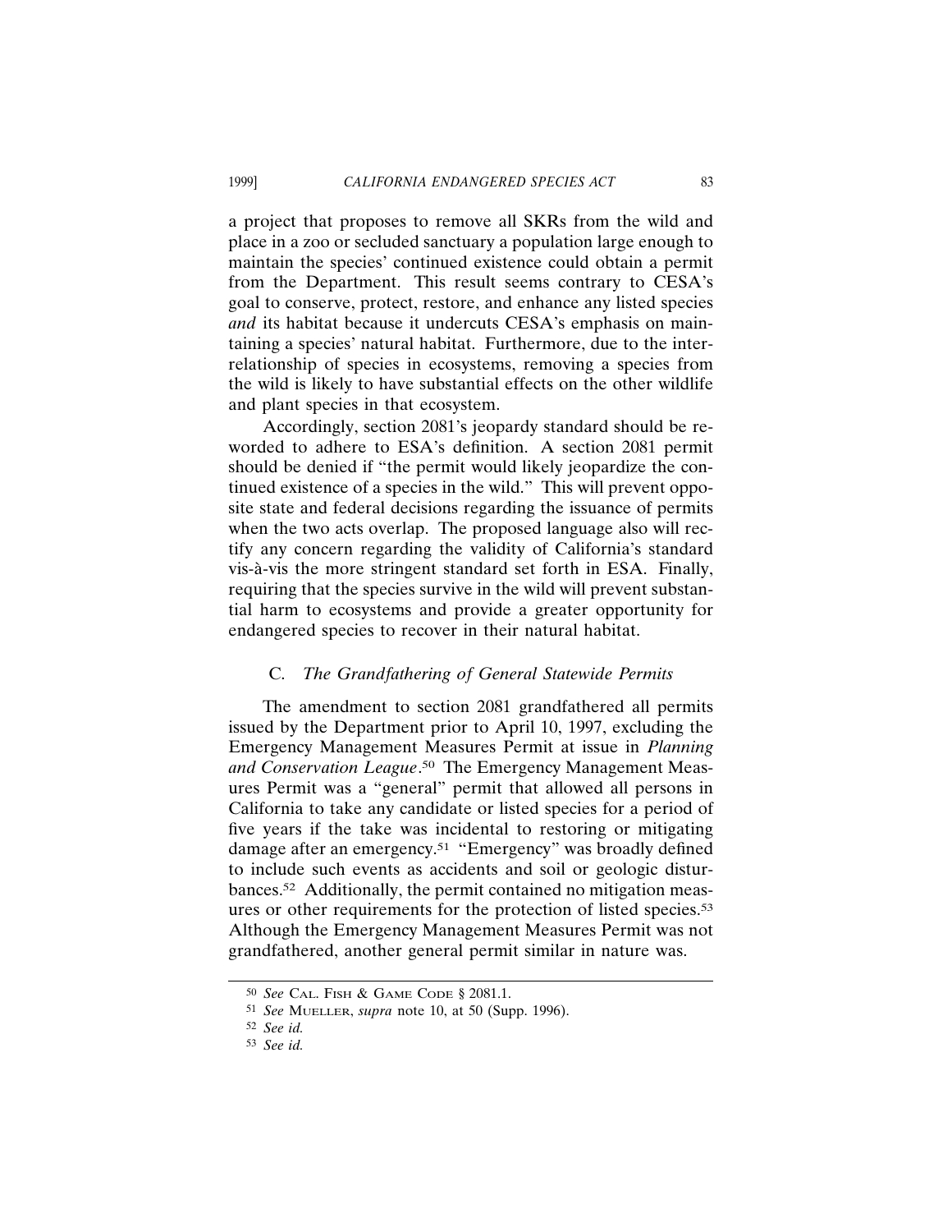a project that proposes to remove all SKRs from the wild and place in a zoo or secluded sanctuary a population large enough to maintain the species' continued existence could obtain a permit from the Department. This result seems contrary to CESA's goal to conserve, protect, restore, and enhance any listed species *and* its habitat because it undercuts CESA's emphasis on maintaining a species' natural habitat. Furthermore, due to the interrelationship of species in ecosystems, removing a species from the wild is likely to have substantial effects on the other wildlife and plant species in that ecosystem.

Accordingly, section 2081's jeopardy standard should be reworded to adhere to ESA's definition. A section 2081 permit should be denied if "the permit would likely jeopardize the continued existence of a species in the wild." This will prevent opposite state and federal decisions regarding the issuance of permits when the two acts overlap. The proposed language also will rectify any concern regarding the validity of California's standard vis-à-vis the more stringent standard set forth in ESA. Finally, requiring that the species survive in the wild will prevent substantial harm to ecosystems and provide a greater opportunity for endangered species to recover in their natural habitat.

### C. *The Grandfathering of General Statewide Permits*

The amendment to section 2081 grandfathered all permits issued by the Department prior to April 10, 1997, excluding the Emergency Management Measures Permit at issue in *Planning and Conservation League*.[50] The Emergency Management Measures Permit was a "general" permit that allowed all persons in California to take any candidate or listed species for a period of five years if the take was incidental to restoring or mitigating damage after an emergency.[51] "Emergency" was broadly defined to include such events as accidents and soil or geologic disturbances.[52] Additionally, the permit contained no mitigation measures or other requirements for the protection of listed species.[53] Although the Emergency Management Measures Permit was not grandfathered, another general permit similar in nature was.

---

[50] *See* CAL. FISH & GAME CODE § 2081.1.

[51] *See* MUELLER, *supra* note 10, at 50 (Supp. 1996).

[52] *See id.*

[53] *See id.*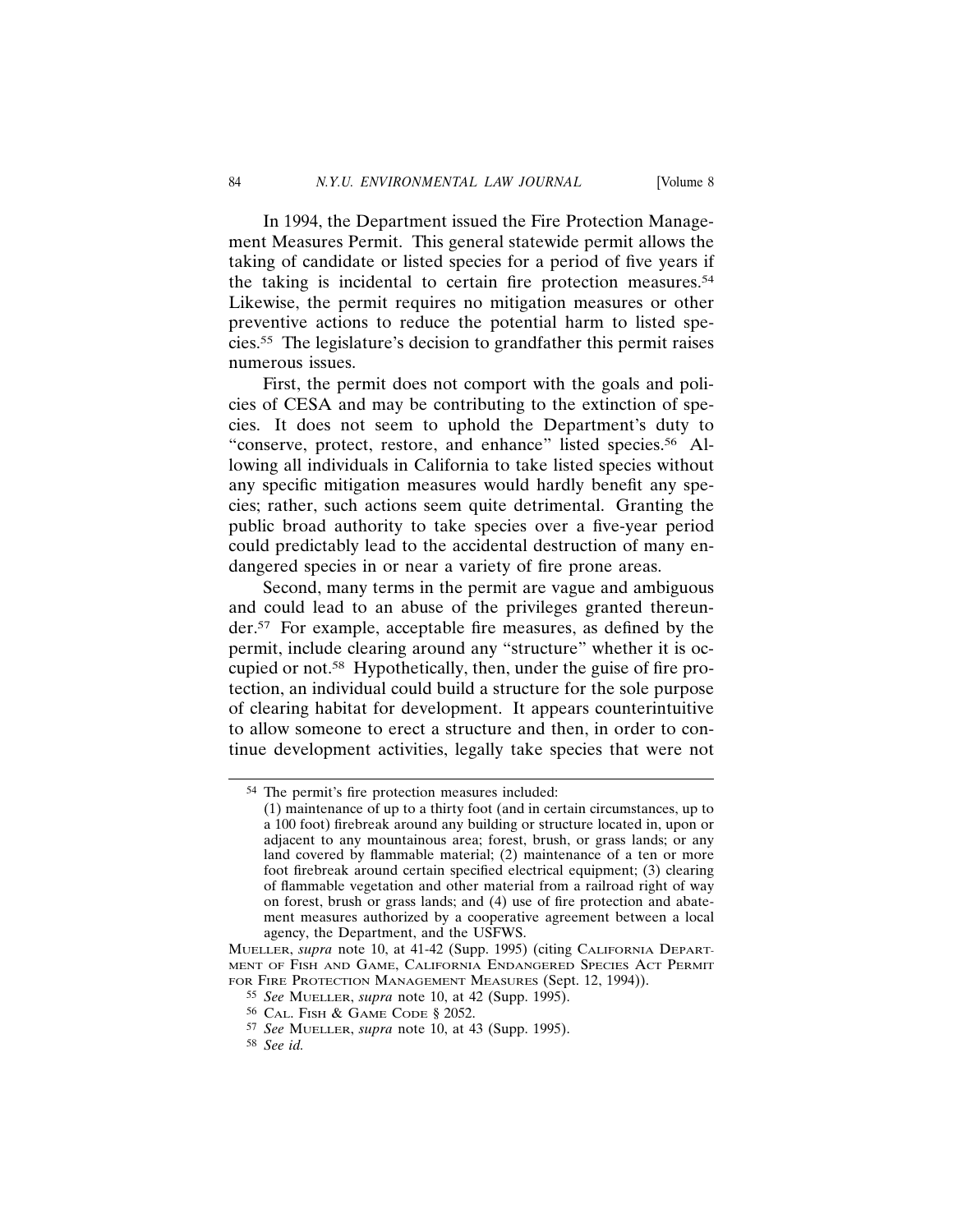In 1994, the Department issued the Fire Protection Management Measures Permit. This general statewide permit allows the taking of candidate or listed species for a period of five years if the taking is incidental to certain fire protection measures.[54] Likewise, the permit requires no mitigation measures or other preventive actions to reduce the potential harm to listed species.[55] The legislature's decision to grandfather this permit raises numerous issues.

First, the permit does not comport with the goals and policies of CESA and may be contributing to the extinction of species. It does not seem to uphold the Department's duty to "conserve, protect, restore, and enhance" listed species.[56] Allowing all individuals in California to take listed species without any specific mitigation measures would hardly benefit any species; rather, such actions seem quite detrimental. Granting the public broad authority to take species over a five-year period could predictably lead to the accidental destruction of many endangered species in or near a variety of fire prone areas.

Second, many terms in the permit are vague and ambiguous and could lead to an abuse of the privileges granted thereunder.[57] For example, acceptable fire measures, as defined by the permit, include clearing around any "structure" whether it is occupied or not.[58] Hypothetically, then, under the guise of fire protection, an individual could build a structure for the sole purpose of clearing habitat for development. It appears counterintuitive to allow someone to erect a structure and then, in order to continue development activities, legally take species that were not

---

[54] The permit's fire protection measures included:

> (1) maintenance of up to a thirty foot (and in certain circumstances, up to a 100 foot) firebreak around any building or structure located in, upon or adjacent to any mountainous area; forest, brush, or grass lands; or any land covered by flammable material; (2) maintenance of a ten or more foot firebreak around certain specified electrical equipment; (3) clearing of flammable vegetation and other material from a railroad right of way on forest, brush or grass lands; and (4) use of fire protection and abatement measures authorized by a cooperative agreement between a local agency, the Department, and the USFWS.

MUELLER, *supra* note 10, at 41-42 (Supp. 1995) (citing CALIFORNIA DEPARTMENT OF FISH AND GAME, CALIFORNIA ENDANGERED SPECIES ACT PERMIT FOR FIRE PROTECTION MANAGEMENT MEASURES (Sept. 12, 1994)).

[55] *See* MUELLER, *supra* note 10, at 42 (Supp. 1995).

[56] CAL. FISH & GAME CODE § 2052.

[57] *See* MUELLER, *supra* note 10, at 43 (Supp. 1995).

[58] *See id.*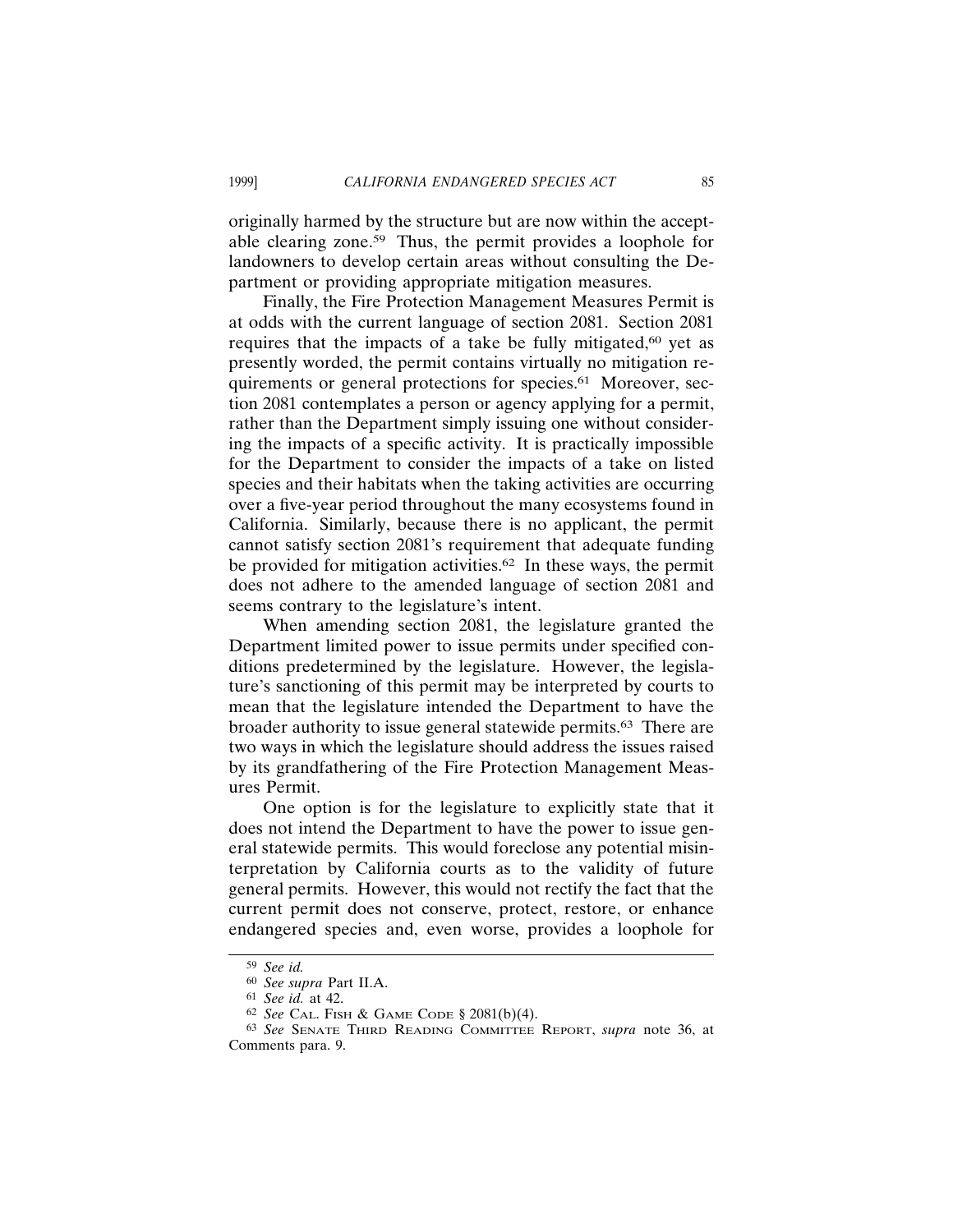originally harmed by the structure but are now within the acceptable clearing zone.[59] Thus, the permit provides a loophole for landowners to develop certain areas without consulting the Department or providing appropriate mitigation measures.

Finally, the Fire Protection Management Measures Permit is at odds with the current language of section 2081. Section 2081 requires that the impacts of a take be fully mitigated,[60] yet as presently worded, the permit contains virtually no mitigation requirements or general protections for species.[61] Moreover, section 2081 contemplates a person or agency applying for a permit, rather than the Department simply issuing one without considering the impacts of a specific activity. It is practically impossible for the Department to consider the impacts of a take on listed species and their habitats when the taking activities are occurring over a five-year period throughout the many ecosystems found in California. Similarly, because there is no applicant, the permit cannot satisfy section 2081's requirement that adequate funding be provided for mitigation activities.[62] In these ways, the permit does not adhere to the amended language of section 2081 and seems contrary to the legislature's intent.

When amending section 2081, the legislature granted the Department limited power to issue permits under specified conditions predetermined by the legislature. However, the legislature's sanctioning of this permit may be interpreted by courts to mean that the legislature intended the Department to have the broader authority to issue general statewide permits.[63] There are two ways in which the legislature should address the issues raised by its grandfathering of the Fire Protection Management Measures Permit.

One option is for the legislature to explicitly state that it does not intend the Department to have the power to issue general statewide permits. This would foreclose any potential misinterpretation by California courts as to the validity of future general permits. However, this would not rectify the fact that the current permit does not conserve, protect, restore, or enhance endangered species and, even worse, provides a loophole for

---

[59] *See id.*

[60] *See supra* Part II.A.

[61] *See id.* at 42.

[62] *See* CAL. FISH & GAME CODE § 2081(b)(4).

[63] *See* SENATE THIRD READING COMMITTEE REPORT, *supra* note 36, at Comments para. 9.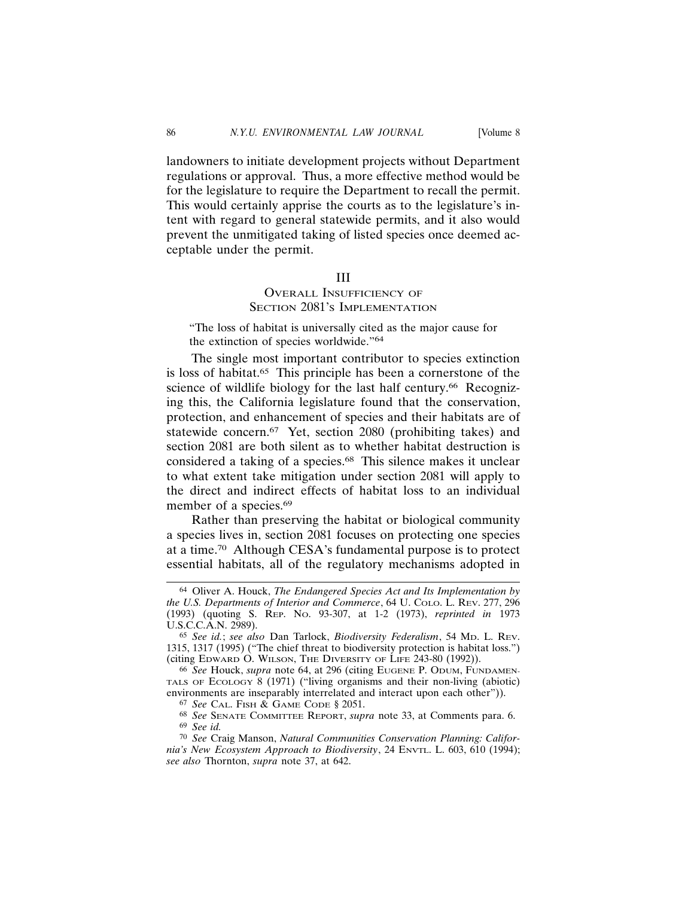landowners to initiate development projects without Department regulations or approval. Thus, a more effective method would be for the legislature to require the Department to recall the permit. This would certainly apprise the courts as to the legislature's intent with regard to general statewide permits, and it also would prevent the unmitigated taking of listed species once deemed acceptable under the permit.

## III
## Overall Insufficiency of Section 2081's Implementation

> "The loss of habitat is universally cited as the major cause for the extinction of species worldwide."[64]

The single most important contributor to species extinction is loss of habitat.[65] This principle has been a cornerstone of the science of wildlife biology for the last half century.[66] Recognizing this, the California legislature found that the conservation, protection, and enhancement of species and their habitats are of statewide concern.[67] Yet, section 2080 (prohibiting takes) and section 2081 are both silent as to whether habitat destruction is considered a taking of a species.[68] This silence makes it unclear to what extent take mitigation under section 2081 will apply to the direct and indirect effects of habitat loss to an individual member of a species.[69]

Rather than preserving the habitat or biological community a species lives in, section 2081 focuses on protecting one species at a time.[70] Although CESA's fundamental purpose is to protect essential habitats, all of the regulatory mechanisms adopted in

---

[64] Oliver A. Houck, *The Endangered Species Act and Its Implementation by the U.S. Departments of Interior and Commerce*, 64 U. Colo. L. Rev. 277, 296 (1993) (quoting S. Rep. No. 93-307, at 1-2 (1973), *reprinted in* 1973 U.S.C.C.A.N. 2989).

[65] *See id.*; *see also* Dan Tarlock, *Biodiversity Federalism*, 54 Md. L. Rev. 1315, 1317 (1995) ("The chief threat to biodiversity protection is habitat loss.") (citing Edward O. Wilson, The Diversity of Life 243-80 (1992)).

[66] *See* Houck, *supra* note 64, at 296 (citing Eugene P. Odum, Fundamentals of Ecology 8 (1971) ("living organisms and their non-living (abiotic) environments are inseparably interrelated and interact upon each other")).

[67] *See* Cal. Fish & Game Code § 2051.

[68] *See* Senate Committee Report, *supra* note 33, at Comments para. 6.

[69] *See id.*

[70] *See* Craig Manson, *Natural Communities Conservation Planning: California's New Ecosystem Approach to Biodiversity*, 24 Envtl. L. 603, 610 (1994); *see also* Thornton, *supra* note 37, at 642.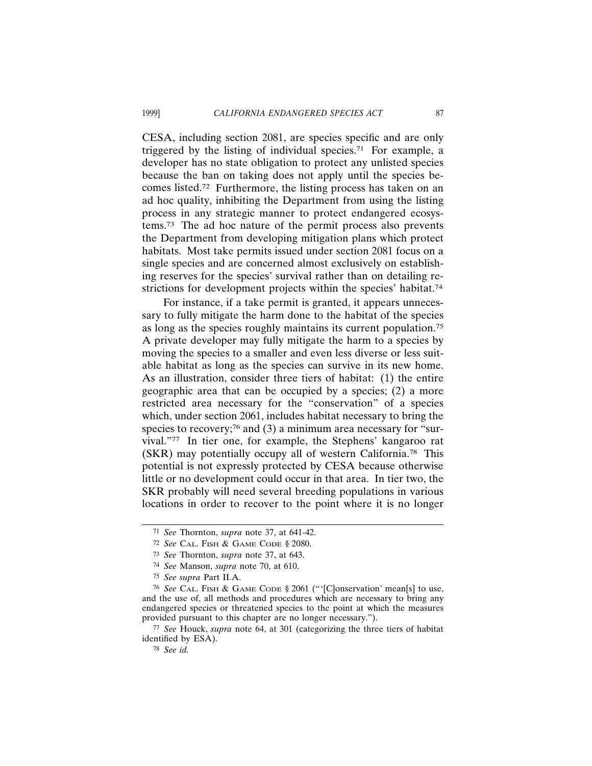CESA, including section 2081, are species specific and are only triggered by the listing of individual species.[71] For example, a developer has no state obligation to protect any unlisted species because the ban on taking does not apply until the species becomes listed.[72] Furthermore, the listing process has taken on an ad hoc quality, inhibiting the Department from using the listing process in any strategic manner to protect endangered ecosystems.[73] The ad hoc nature of the permit process also prevents the Department from developing mitigation plans which protect habitats. Most take permits issued under section 2081 focus on a single species and are concerned almost exclusively on establishing reserves for the species' survival rather than on detailing restrictions for development projects within the species' habitat.[74]

For instance, if a take permit is granted, it appears unnecessary to fully mitigate the harm done to the habitat of the species as long as the species roughly maintains its current population.[75] A private developer may fully mitigate the harm to a species by moving the species to a smaller and even less diverse or less suitable habitat as long as the species can survive in its new home. As an illustration, consider three tiers of habitat: (1) the entire geographic area that can be occupied by a species; (2) a more restricted area necessary for the "conservation" of a species which, under section 2061, includes habitat necessary to bring the species to recovery;[76] and (3) a minimum area necessary for "survival."[77] In tier one, for example, the Stephens' kangaroo rat (SKR) may potentially occupy all of western California.[78] This potential is not expressly protected by CESA because otherwise little or no development could occur in that area. In tier two, the SKR probably will need several breeding populations in various locations in order to recover to the point where it is no longer

---

[71] *See* Thornton, *supra* note 37, at 641-42.

[72] *See* CAL. FISH & GAME CODE § 2080.

[73] *See* Thornton, *supra* note 37, at 643.

[74] *See* Manson, *supra* note 70, at 610.

[75] *See supra* Part II.A.

[76] *See* CAL. FISH & GAME CODE § 2061 ("'[C]onservation' mean[s] to use, and the use of, all methods and procedures which are necessary to bring any endangered species or threatened species to the point at which the measures provided pursuant to this chapter are no longer necessary.").

[77] *See* Houck, *supra* note 64, at 301 (categorizing the three tiers of habitat identified by ESA).

[78] *See id.*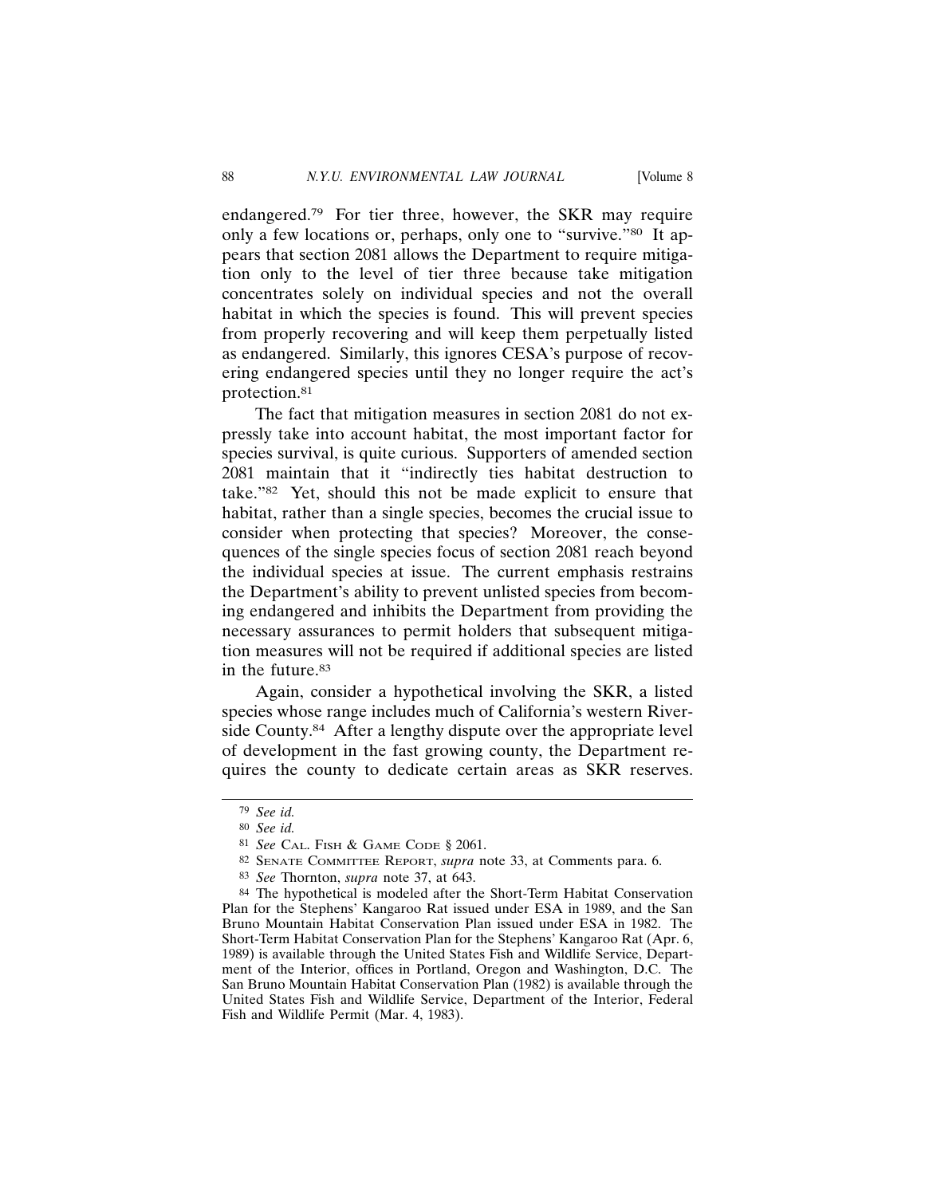endangered.[79] For tier three, however, the SKR may require only a few locations or, perhaps, only one to "survive."[80] It appears that section 2081 allows the Department to require mitigation only to the level of tier three because take mitigation concentrates solely on individual species and not the overall habitat in which the species is found. This will prevent species from properly recovering and will keep them perpetually listed as endangered. Similarly, this ignores CESA's purpose of recovering endangered species until they no longer require the act's protection.[81]

The fact that mitigation measures in section 2081 do not expressly take into account habitat, the most important factor for species survival, is quite curious. Supporters of amended section 2081 maintain that it "indirectly ties habitat destruction to take."[82] Yet, should this not be made explicit to ensure that habitat, rather than a single species, becomes the crucial issue to consider when protecting that species? Moreover, the consequences of the single species focus of section 2081 reach beyond the individual species at issue. The current emphasis restrains the Department's ability to prevent unlisted species from becoming endangered and inhibits the Department from providing the necessary assurances to permit holders that subsequent mitigation measures will not be required if additional species are listed in the future.[83]

Again, consider a hypothetical involving the SKR, a listed species whose range includes much of California's western Riverside County.[84] After a lengthy dispute over the appropriate level of development in the fast growing county, the Department requires the county to dedicate certain areas as SKR reserves.

---

[79] *See id.*

[80] *See id.*

[81] *See* CAL. FISH & GAME CODE § 2061.

[82] SENATE COMMITTEE REPORT, *supra* note 33, at Comments para. 6.

[83] *See* Thornton, *supra* note 37, at 643.

[84] The hypothetical is modeled after the Short-Term Habitat Conservation Plan for the Stephens' Kangaroo Rat issued under ESA in 1989, and the San Bruno Mountain Habitat Conservation Plan issued under ESA in 1982. The Short-Term Habitat Conservation Plan for the Stephens' Kangaroo Rat (Apr. 6, 1989) is available through the United States Fish and Wildlife Service, Department of the Interior, offices in Portland, Oregon and Washington, D.C. The San Bruno Mountain Habitat Conservation Plan (1982) is available through the United States Fish and Wildlife Service, Department of the Interior, Federal Fish and Wildlife Permit (Mar. 4, 1983).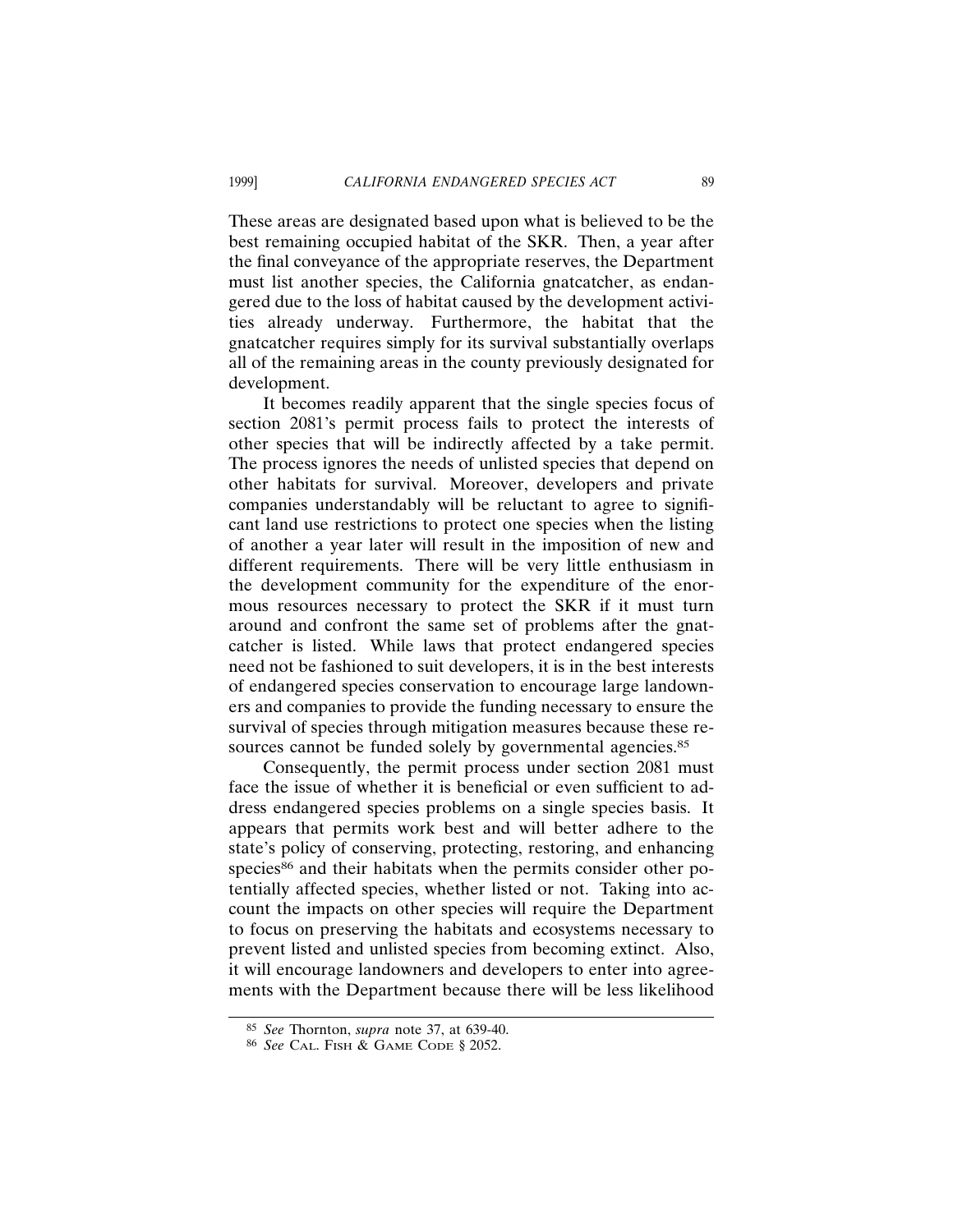These areas are designated based upon what is believed to be the best remaining occupied habitat of the SKR. Then, a year after the final conveyance of the appropriate reserves, the Department must list another species, the California gnatcatcher, as endangered due to the loss of habitat caused by the development activities already underway. Furthermore, the habitat that the gnatcatcher requires simply for its survival substantially overlaps all of the remaining areas in the county previously designated for development.

It becomes readily apparent that the single species focus of section 2081's permit process fails to protect the interests of other species that will be indirectly affected by a take permit. The process ignores the needs of unlisted species that depend on other habitats for survival. Moreover, developers and private companies understandably will be reluctant to agree to significant land use restrictions to protect one species when the listing of another a year later will result in the imposition of new and different requirements. There will be very little enthusiasm in the development community for the expenditure of the enormous resources necessary to protect the SKR if it must turn around and confront the same set of problems after the gnatcatcher is listed. While laws that protect endangered species need not be fashioned to suit developers, it is in the best interests of endangered species conservation to encourage large landowners and companies to provide the funding necessary to ensure the survival of species through mitigation measures because these resources cannot be funded solely by governmental agencies.[85]

Consequently, the permit process under section 2081 must face the issue of whether it is beneficial or even sufficient to address endangered species problems on a single species basis. It appears that permits work best and will better adhere to the state's policy of conserving, protecting, restoring, and enhancing species[86] and their habitats when the permits consider other potentially affected species, whether listed or not. Taking into account the impacts on other species will require the Department to focus on preserving the habitats and ecosystems necessary to prevent listed and unlisted species from becoming extinct. Also, it will encourage landowners and developers to enter into agreements with the Department because there will be less likelihood

---

[85] *See* Thornton, *supra* note 37, at 639-40.

[86] *See* CAL. FISH & GAME CODE § 2052.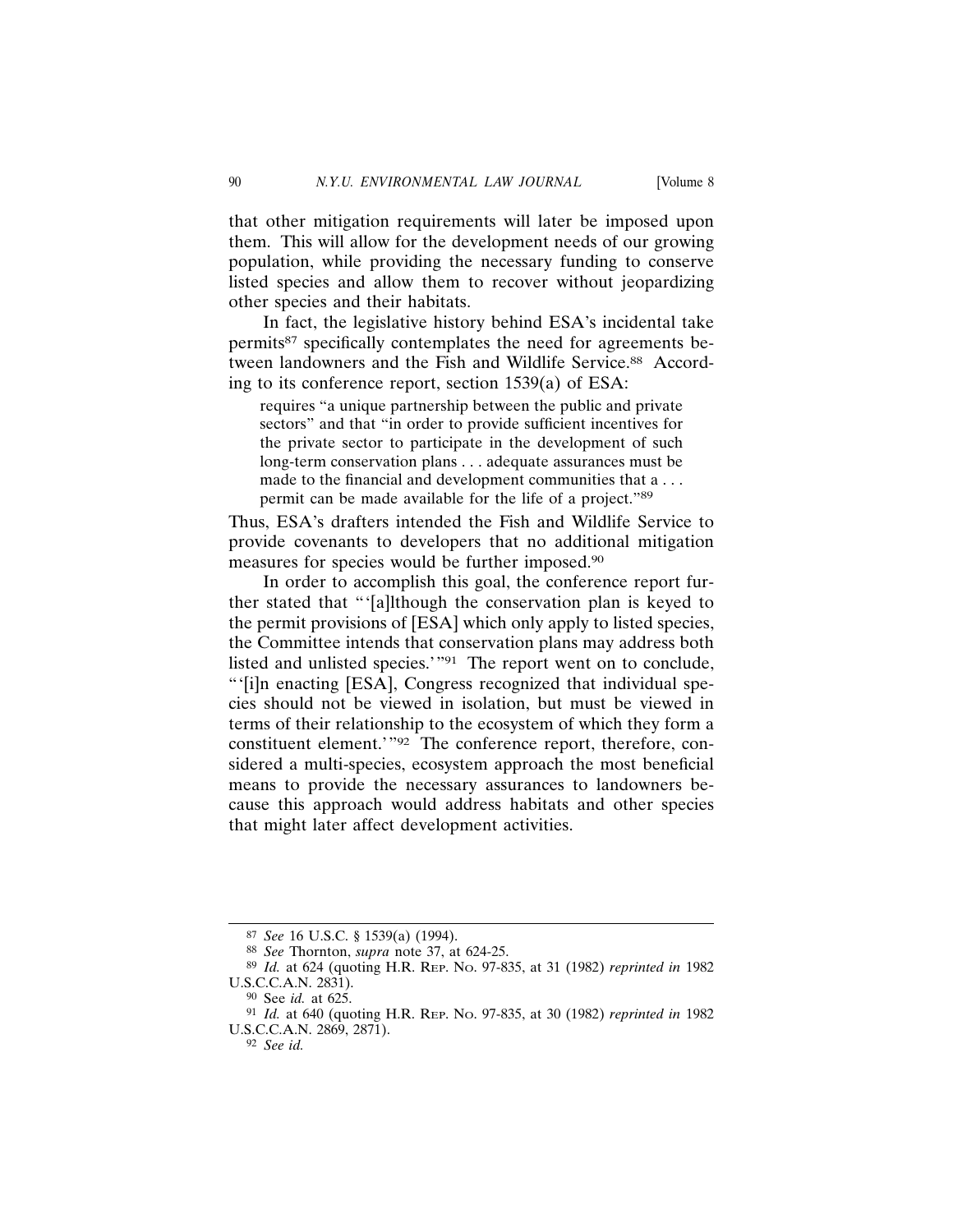that other mitigation requirements will later be imposed upon them. This will allow for the development needs of our growing population, while providing the necessary funding to conserve listed species and allow them to recover without jeopardizing other species and their habitats.

In fact, the legislative history behind ESA's incidental take permits[87] specifically contemplates the need for agreements between landowners and the Fish and Wildlife Service.[88] According to its conference report, section 1539(a) of ESA:

> requires "a unique partnership between the public and private sectors" and that "in order to provide sufficient incentives for the private sector to participate in the development of such long-term conservation plans . . . adequate assurances must be made to the financial and development communities that a . . . permit can be made available for the life of a project."[89]

Thus, ESA's drafters intended the Fish and Wildlife Service to provide covenants to developers that no additional mitigation measures for species would be further imposed.[90]

In order to accomplish this goal, the conference report further stated that "'[a]lthough the conservation plan is keyed to the permit provisions of [ESA] which only apply to listed species, the Committee intends that conservation plans may address both listed and unlisted species.'"[91] The report went on to conclude, "'[i]n enacting [ESA], Congress recognized that individual species should not be viewed in isolation, but must be viewed in terms of their relationship to the ecosystem of which they form a constituent element.'"[92] The conference report, therefore, considered a multi-species, ecosystem approach the most beneficial means to provide the necessary assurances to landowners because this approach would address habitats and other species that might later affect development activities.

---

[87] *See* 16 U.S.C. § 1539(a) (1994).

[88] *See* Thornton, *supra* note 37, at 624-25.

[89] *Id.* at 624 (quoting H.R. REP. NO. 97-835, at 31 (1982) *reprinted in* 1982 U.S.C.C.A.N. 2831).

[90] See *id.* at 625.

[91] *Id.* at 640 (quoting H.R. REP. NO. 97-835, at 30 (1982) *reprinted in* 1982 U.S.C.C.A.N. 2869, 2871).

[92] *See id.*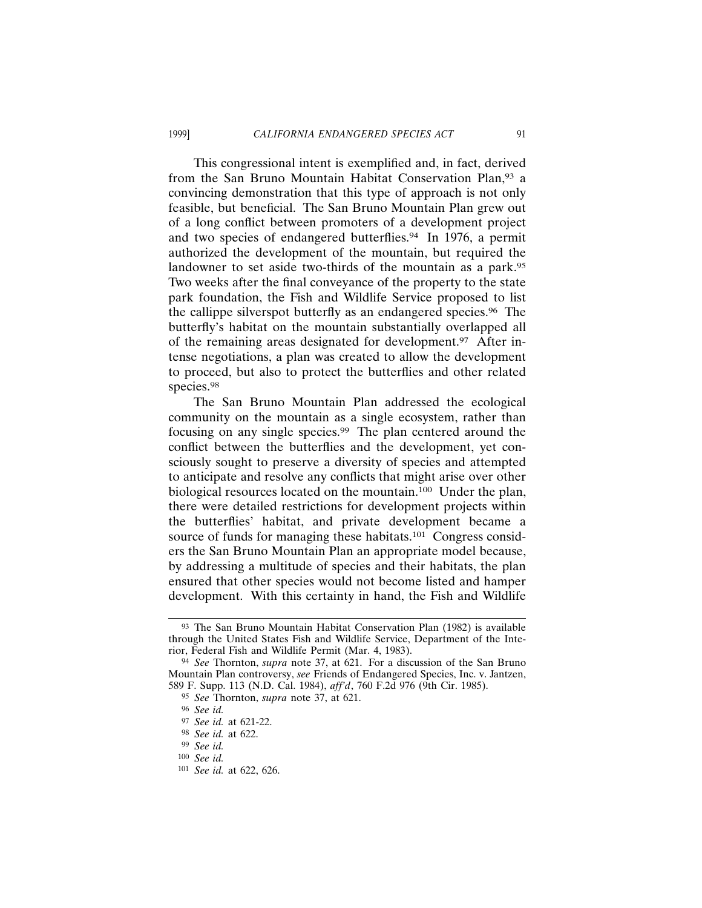This congressional intent is exemplified and, in fact, derived from the San Bruno Mountain Habitat Conservation Plan,[93] a convincing demonstration that this type of approach is not only feasible, but beneficial. The San Bruno Mountain Plan grew out of a long conflict between promoters of a development project and two species of endangered butterflies.[94] In 1976, a permit authorized the development of the mountain, but required the landowner to set aside two-thirds of the mountain as a park.[95] Two weeks after the final conveyance of the property to the state park foundation, the Fish and Wildlife Service proposed to list the callippe silverspot butterfly as an endangered species.[96] The butterfly's habitat on the mountain substantially overlapped all of the remaining areas designated for development.[97] After intense negotiations, a plan was created to allow the development to proceed, but also to protect the butterflies and other related species.[98]

The San Bruno Mountain Plan addressed the ecological community on the mountain as a single ecosystem, rather than focusing on any single species.[99] The plan centered around the conflict between the butterflies and the development, yet consciously sought to preserve a diversity of species and attempted to anticipate and resolve any conflicts that might arise over other biological resources located on the mountain.[100] Under the plan, there were detailed restrictions for development projects within the butterflies' habitat, and private development became a source of funds for managing these habitats.[101] Congress considers the San Bruno Mountain Plan an appropriate model because, by addressing a multitude of species and their habitats, the plan ensured that other species would not become listed and hamper development. With this certainty in hand, the Fish and Wildlife

---

[93] The San Bruno Mountain Habitat Conservation Plan (1982) is available through the United States Fish and Wildlife Service, Department of the Interior, Federal Fish and Wildlife Permit (Mar. 4, 1983).

[94] *See* Thornton, *supra* note 37, at 621. For a discussion of the San Bruno Mountain Plan controversy, *see* Friends of Endangered Species, Inc. v. Jantzen, 589 F. Supp. 113 (N.D. Cal. 1984), *aff'd*, 760 F.2d 976 (9th Cir. 1985).

[95] *See* Thornton, *supra* note 37, at 621.

[96] *See id.*

[97] *See id.* at 621-22.

[98] *See id.* at 622.

[99] *See id.*

[100] *See id.*

[101] *See id.* at 622, 626.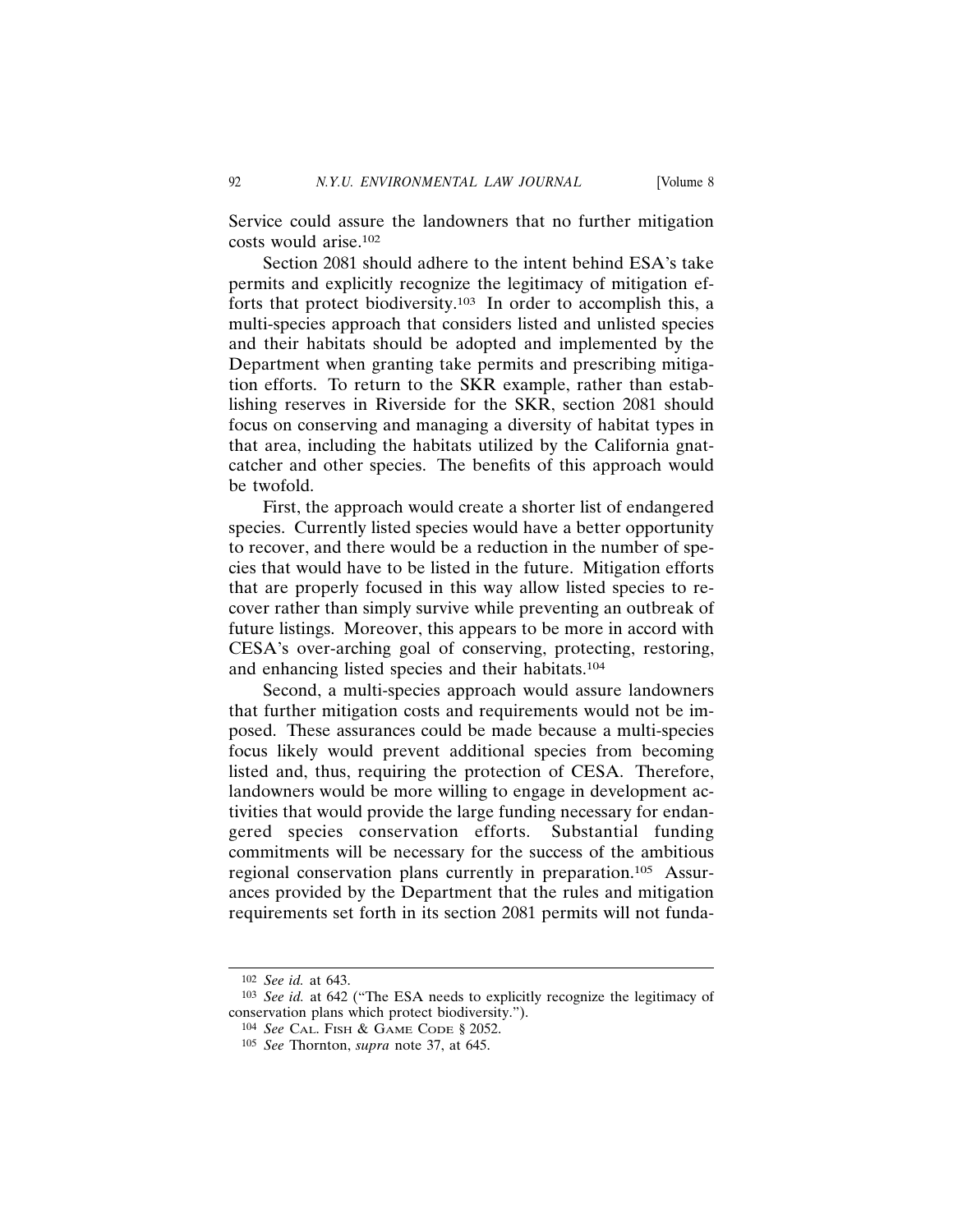Service could assure the landowners that no further mitigation costs would arise.[102]

Section 2081 should adhere to the intent behind ESA's take permits and explicitly recognize the legitimacy of mitigation efforts that protect biodiversity.[103] In order to accomplish this, a multi-species approach that considers listed and unlisted species and their habitats should be adopted and implemented by the Department when granting take permits and prescribing mitigation efforts. To return to the SKR example, rather than establishing reserves in Riverside for the SKR, section 2081 should focus on conserving and managing a diversity of habitat types in that area, including the habitats utilized by the California gnatcatcher and other species. The benefits of this approach would be twofold.

First, the approach would create a shorter list of endangered species. Currently listed species would have a better opportunity to recover, and there would be a reduction in the number of species that would have to be listed in the future. Mitigation efforts that are properly focused in this way allow listed species to recover rather than simply survive while preventing an outbreak of future listings. Moreover, this appears to be more in accord with CESA's over-arching goal of conserving, protecting, restoring, and enhancing listed species and their habitats.[104]

Second, a multi-species approach would assure landowners that further mitigation costs and requirements would not be imposed. These assurances could be made because a multi-species focus likely would prevent additional species from becoming listed and, thus, requiring the protection of CESA. Therefore, landowners would be more willing to engage in development activities that would provide the large funding necessary for endangered species conservation efforts. Substantial funding commitments will be necessary for the success of the ambitious regional conservation plans currently in preparation.[105] Assurances provided by the Department that the rules and mitigation requirements set forth in its section 2081 permits will not funda-

---

[102] *See id.* at 643.

[103] *See id.* at 642 ("The ESA needs to explicitly recognize the legitimacy of conservation plans which protect biodiversity.").

[104] *See* CAL. FISH & GAME CODE § 2052.

[105] *See* Thornton, *supra* note 37, at 645.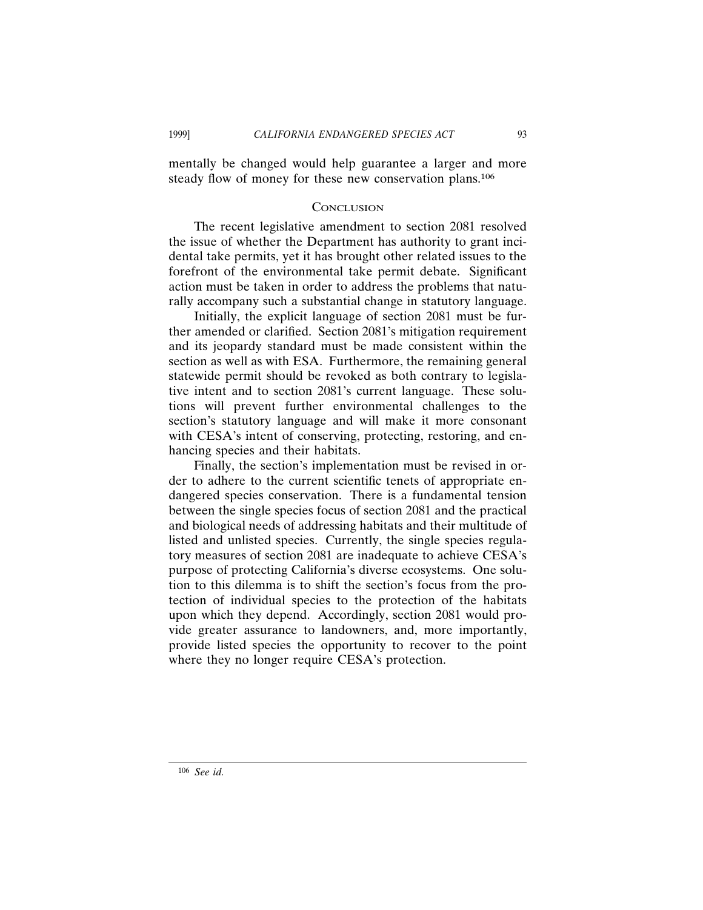mentally be changed would help guarantee a larger and more steady flow of money for these new conservation plans.[106]

## CONCLUSION

The recent legislative amendment to section 2081 resolved the issue of whether the Department has authority to grant incidental take permits, yet it has brought other related issues to the forefront of the environmental take permit debate. Significant action must be taken in order to address the problems that naturally accompany such a substantial change in statutory language.

Initially, the explicit language of section 2081 must be further amended or clarified. Section 2081's mitigation requirement and its jeopardy standard must be made consistent within the section as well as with ESA. Furthermore, the remaining general statewide permit should be revoked as both contrary to legislative intent and to section 2081's current language. These solutions will prevent further environmental challenges to the section's statutory language and will make it more consonant with CESA's intent of conserving, protecting, restoring, and enhancing species and their habitats.

Finally, the section's implementation must be revised in order to adhere to the current scientific tenets of appropriate endangered species conservation. There is a fundamental tension between the single species focus of section 2081 and the practical and biological needs of addressing habitats and their multitude of listed and unlisted species. Currently, the single species regulatory measures of section 2081 are inadequate to achieve CESA's purpose of protecting California's diverse ecosystems. One solution to this dilemma is to shift the section's focus from the protection of individual species to the protection of the habitats upon which they depend. Accordingly, section 2081 would provide greater assurance to landowners, and, more importantly, provide listed species the opportunity to recover to the point where they no longer require CESA's protection.

---

[106] *See id.*